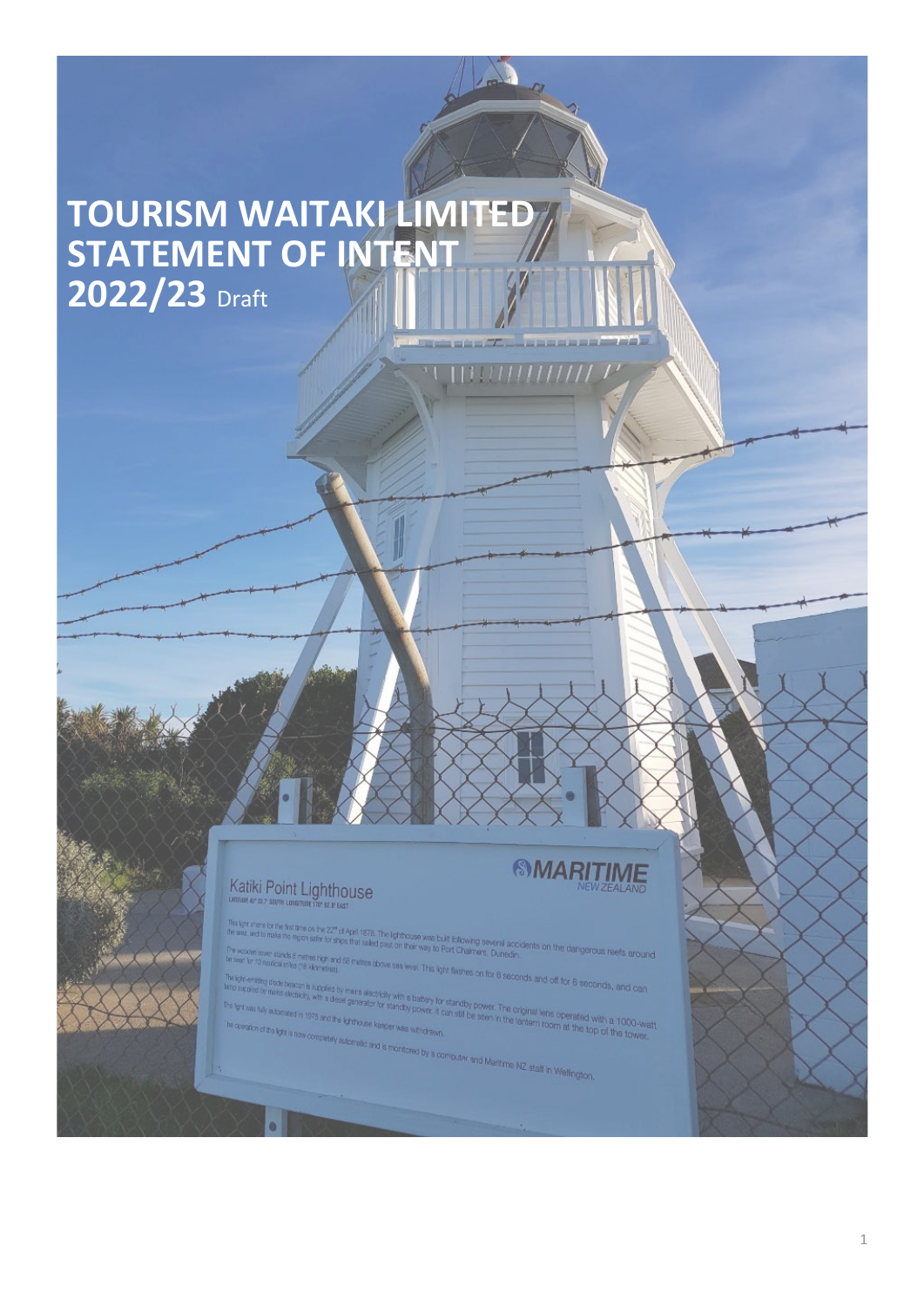# TOURISM WAITAKI LIMITED STATEMENT OF INTENT 2022/23 Draft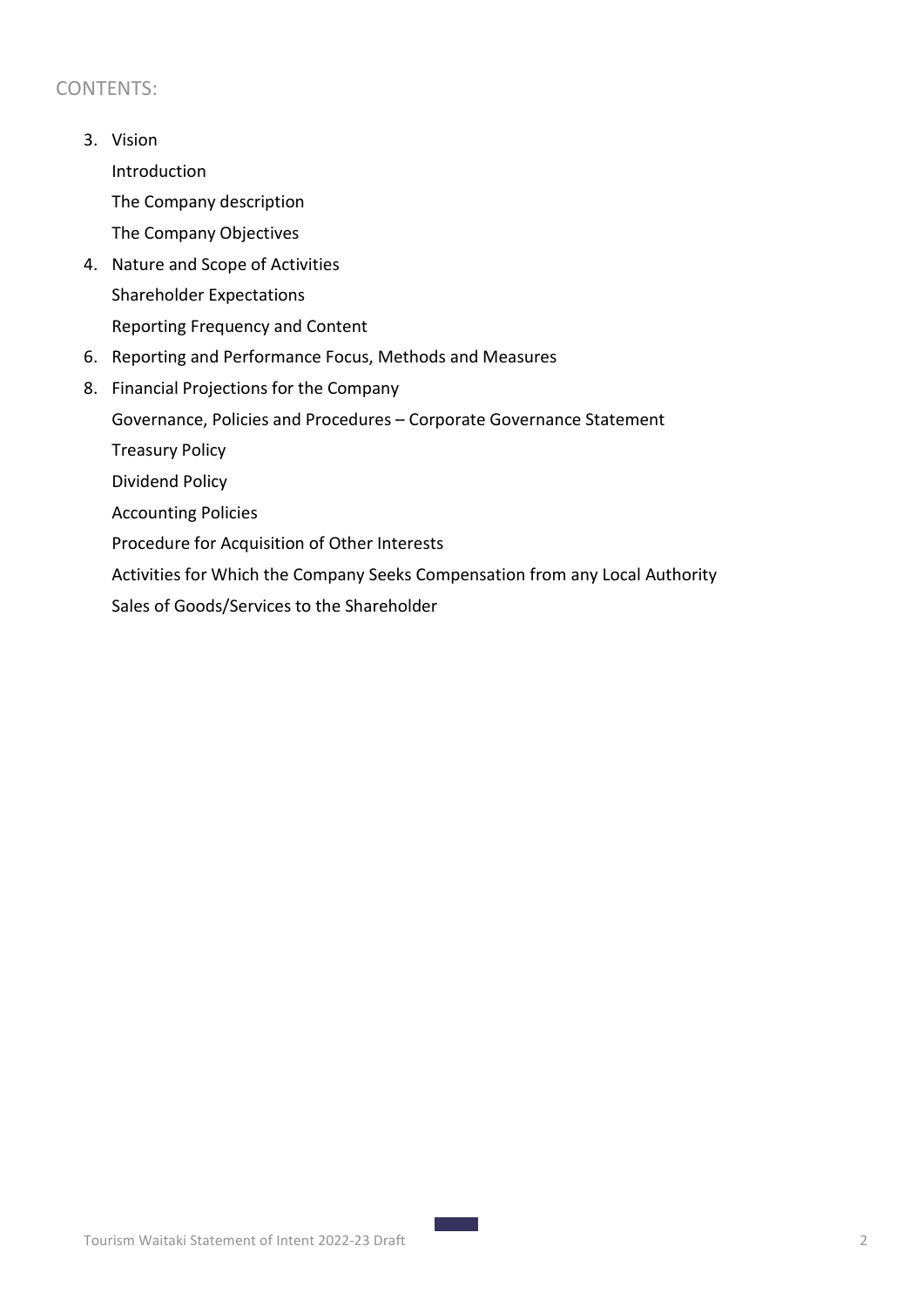## CONTENTS:

3. Vision

   Introduction

   The Company description

   The Company Objectives

4. Nature and Scope of Activities

   Shareholder Expectations

   Reporting Frequency and Content

6. Reporting and Performance Focus, Methods and Measures

8. Financial Projections for the Company

   Governance, Policies and Procedures – Corporate Governance Statement

   Treasury Policy

   Dividend Policy

   Accounting Policies

   Procedure for Acquisition of Other Interests

   Activities for Which the Company Seeks Compensation from any Local Authority

   Sales of Goods/Services to the Shareholder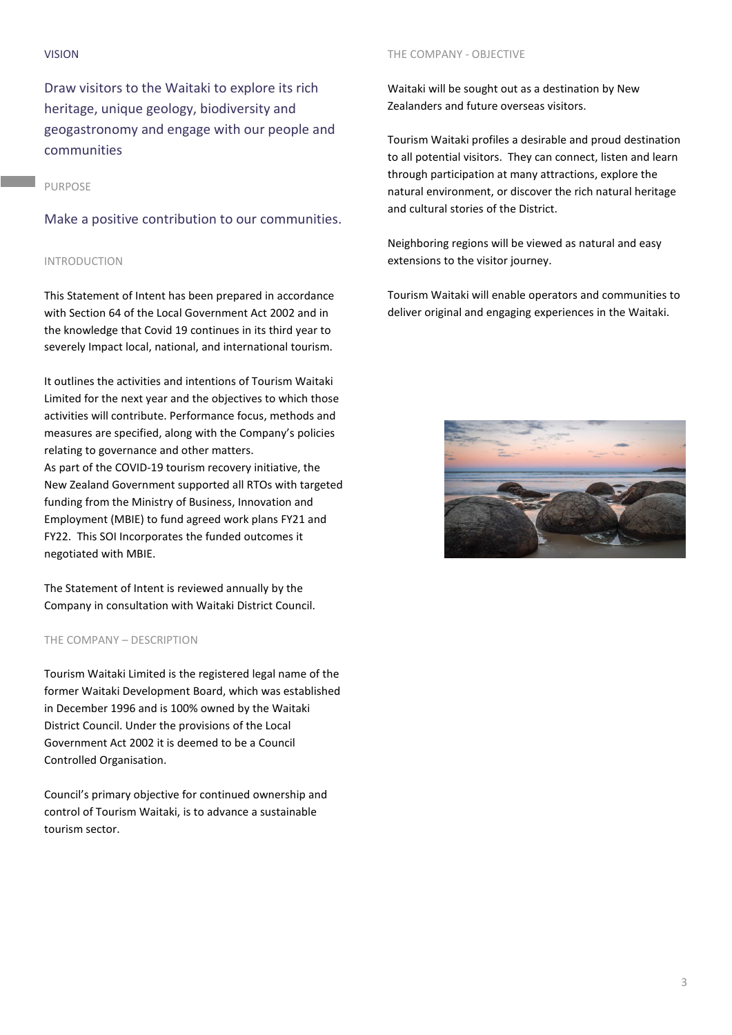## VISION

Draw visitors to the Waitaki to explore its rich heritage, unique geology, biodiversity and geogastronomy and engage with our people and communities

## PURPOSE

Make a positive contribution to our communities.

## INTRODUCTION

This Statement of Intent has been prepared in accordance with Section 64 of the Local Government Act 2002 and in the knowledge that Covid 19 continues in its third year to severely Impact local, national, and international tourism.

It outlines the activities and intentions of Tourism Waitaki Limited for the next year and the objectives to which those activities will contribute. Performance focus, methods and measures are specified, along with the Company's policies relating to governance and other matters.
As part of the COVID-19 tourism recovery initiative, the New Zealand Government supported all RTOs with targeted funding from the Ministry of Business, Innovation and Employment (MBIE) to fund agreed work plans FY21 and FY22. This SOI Incorporates the funded outcomes it negotiated with MBIE.

The Statement of Intent is reviewed annually by the Company in consultation with Waitaki District Council.

## THE COMPANY – DESCRIPTION

Tourism Waitaki Limited is the registered legal name of the former Waitaki Development Board, which was established in December 1996 and is 100% owned by the Waitaki District Council. Under the provisions of the Local Government Act 2002 it is deemed to be a Council Controlled Organisation.

Council's primary objective for continued ownership and control of Tourism Waitaki, is to advance a sustainable tourism sector.

## THE COMPANY - OBJECTIVE

Waitaki will be sought out as a destination by New Zealanders and future overseas visitors.

Tourism Waitaki profiles a desirable and proud destination to all potential visitors. They can connect, listen and learn through participation at many attractions, explore the natural environment, or discover the rich natural heritage and cultural stories of the District.

Neighboring regions will be viewed as natural and easy extensions to the visitor journey.

Tourism Waitaki will enable operators and communities to deliver original and engaging experiences in the Waitaki.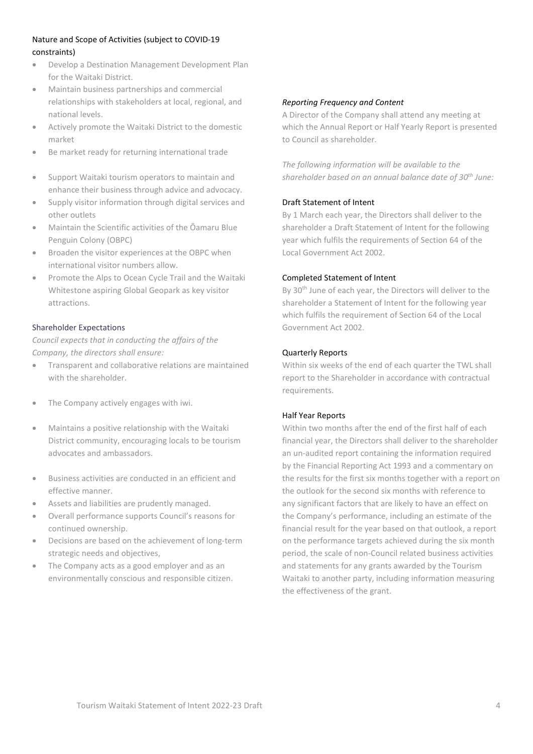### Nature and Scope of Activities (subject to COVID-19 constraints)

- Develop a Destination Management Development Plan for the Waitaki District.
- Maintain business partnerships and commercial relationships with stakeholders at local, regional, and national levels.
- Actively promote the Waitaki District to the domestic market
- Be market ready for returning international trade
- Support Waitaki tourism operators to maintain and enhance their business through advice and advocacy.
- Supply visitor information through digital services and other outlets
- Maintain the Scientific activities of the Ōamaru Blue Penguin Colony (OBPC)
- Broaden the visitor experiences at the OBPC when international visitor numbers allow.
- Promote the Alps to Ocean Cycle Trail and the Waitaki Whitestone aspiring Global Geopark as key visitor attractions.

### Shareholder Expectations

*Council expects that in conducting the affairs of the Company, the directors shall ensure:*

- Transparent and collaborative relations are maintained with the shareholder.
- The Company actively engages with iwi.
- Maintains a positive relationship with the Waitaki District community, encouraging locals to be tourism advocates and ambassadors.
- Business activities are conducted in an efficient and effective manner.
- Assets and liabilities are prudently managed.
- Overall performance supports Council's reasons for continued ownership.
- Decisions are based on the achievement of long-term strategic needs and objectives,
- The Company acts as a good employer and as an environmentally conscious and responsible citizen.

### *Reporting Frequency and Content*

A Director of the Company shall attend any meeting at which the Annual Report or Half Yearly Report is presented to Council as shareholder.

*The following information will be available to the shareholder based on an annual balance date of 30th June:*

#### Draft Statement of Intent

By 1 March each year, the Directors shall deliver to the shareholder a Draft Statement of Intent for the following year which fulfils the requirements of Section 64 of the Local Government Act 2002.

#### Completed Statement of Intent

By 30th June of each year, the Directors will deliver to the shareholder a Statement of Intent for the following year which fulfils the requirement of Section 64 of the Local Government Act 2002.

#### Quarterly Reports

Within six weeks of the end of each quarter the TWL shall report to the Shareholder in accordance with contractual requirements.

#### Half Year Reports

Within two months after the end of the first half of each financial year, the Directors shall deliver to the shareholder an un-audited report containing the information required by the Financial Reporting Act 1993 and a commentary on the results for the first six months together with a report on the outlook for the second six months with reference to any significant factors that are likely to have an effect on the Company's performance, including an estimate of the financial result for the year based on that outlook, a report on the performance targets achieved during the six month period, the scale of non-Council related business activities and statements for any grants awarded by the Tourism Waitaki to another party, including information measuring the effectiveness of the grant.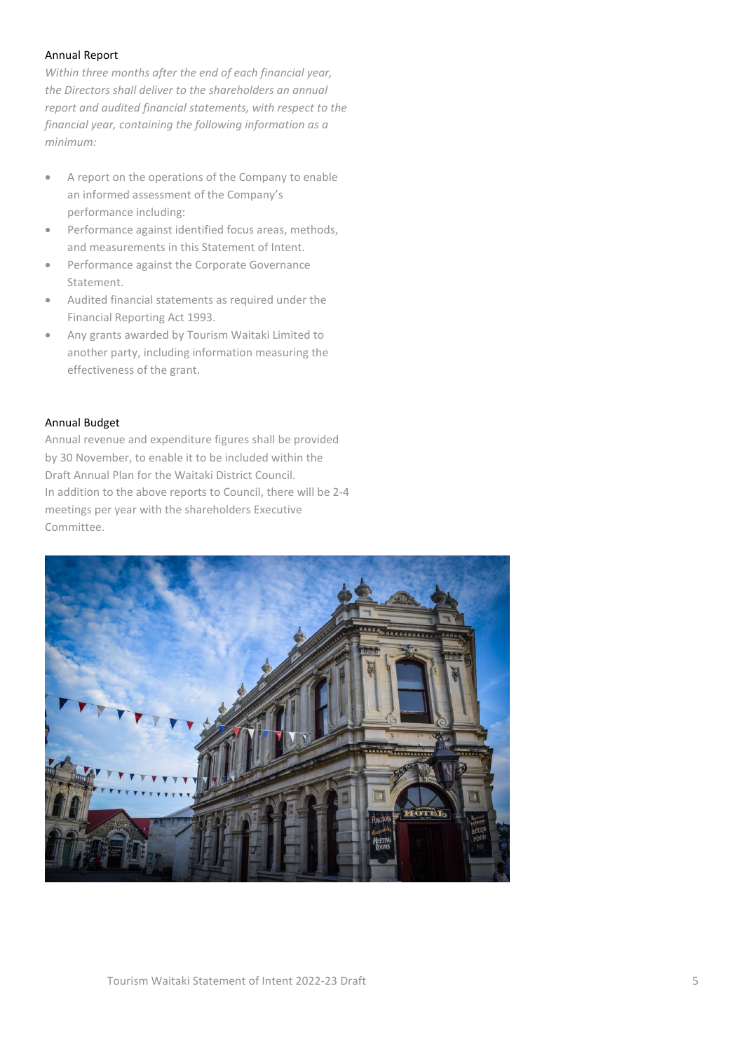### Annual Report

*Within three months after the end of each financial year, the Directors shall deliver to the shareholders an annual report and audited financial statements, with respect to the financial year, containing the following information as a minimum:*

- A report on the operations of the Company to enable an informed assessment of the Company's performance including:
- Performance against identified focus areas, methods, and measurements in this Statement of Intent.
- Performance against the Corporate Governance Statement.
- Audited financial statements as required under the Financial Reporting Act 1993.
- Any grants awarded by Tourism Waitaki Limited to another party, including information measuring the effectiveness of the grant.

### Annual Budget

Annual revenue and expenditure figures shall be provided by 30 November, to enable it to be included within the Draft Annual Plan for the Waitaki District Council.
In addition to the above reports to Council, there will be 2-4 meetings per year with the shareholders Executive Committee.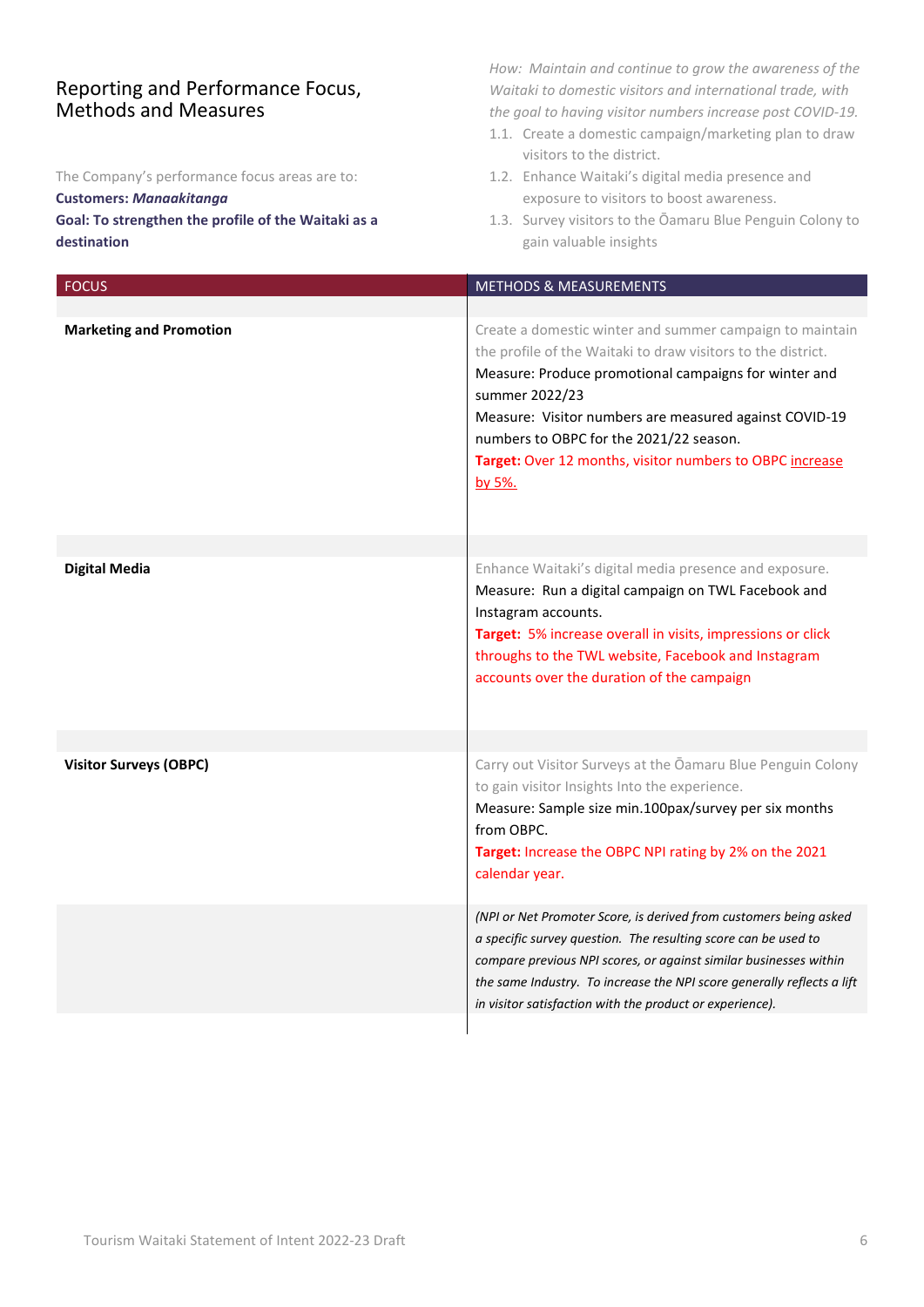## Reporting and Performance Focus, Methods and Measures

The Company's performance focus areas are to:

**Customers: *Manaakitanga***

**Goal: To strengthen the profile of the Waitaki as a destination**

*How: Maintain and continue to grow the awareness of the Waitaki to domestic visitors and international trade, with the goal to having visitor numbers increase post COVID-19.*

1.1. Create a domestic campaign/marketing plan to draw visitors to the district.
1.2. Enhance Waitaki's digital media presence and exposure to visitors to boost awareness.
1.3. Survey visitors to the Ōamaru Blue Penguin Colony to gain valuable insights

| FOCUS | METHODS & MEASUREMENTS |
| --- | --- |
| **Marketing and Promotion** | Create a domestic winter and summer campaign to maintain the profile of the Waitaki to draw visitors to the district.<br>Measure: Produce promotional campaigns for winter and summer 2022/23<br>Measure: Visitor numbers are measured against COVID-19 numbers to OBPC for the 2021/22 season.<br>**Target:** Over 12 months, visitor numbers to OBPC increase by 5%. |
| **Digital Media** | Enhance Waitaki's digital media presence and exposure.<br>Measure: Run a digital campaign on TWL Facebook and Instagram accounts.<br>**Target:** 5% increase overall in visits, impressions or click throughs to the TWL website, Facebook and Instagram accounts over the duration of the campaign |
| **Visitor Surveys (OBPC)** | Carry out Visitor Surveys at the Ōamaru Blue Penguin Colony to gain visitor Insights Into the experience.<br>Measure: Sample size min.100pax/survey per six months from OBPC.<br>**Target:** Increase the OBPC NPI rating by 2% on the 2021 calendar year. |
| | *(NPI or Net Promoter Score, is derived from customers being asked a specific survey question. The resulting score can be used to compare previous NPI scores, or against similar businesses within the same Industry. To increase the NPI score generally reflects a lift in visitor satisfaction with the product or experience).* |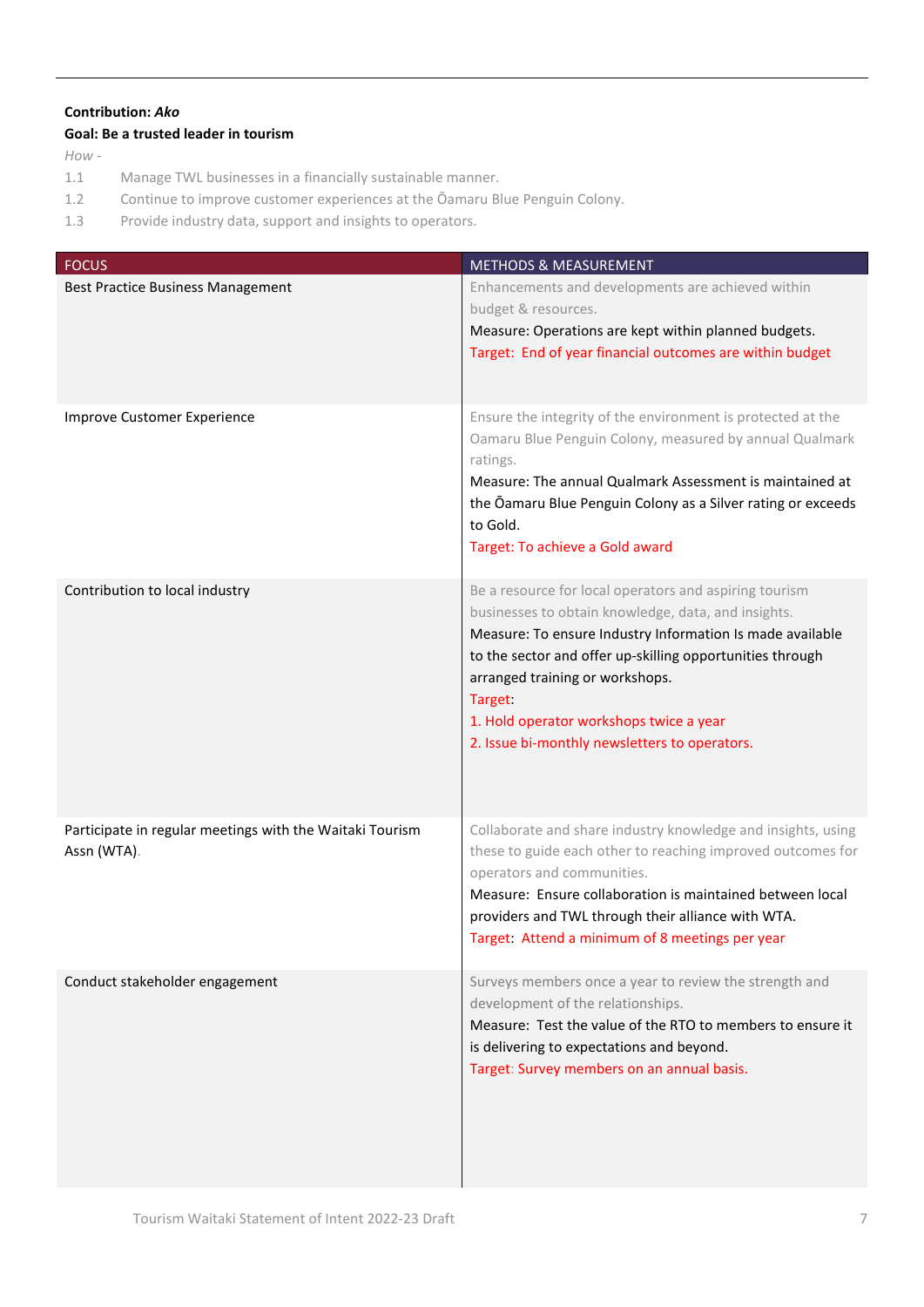**Contribution: *Ako***

**Goal: Be a trusted leader in tourism**

*How -*

1.1 Manage TWL businesses in a financially sustainable manner.

1.2 Continue to improve customer experiences at the Ōamaru Blue Penguin Colony.

1.3 Provide industry data, support and insights to operators.

| FOCUS | METHODS & MEASUREMENT |
|---|---|
| Best Practice Business Management | Enhancements and developments are achieved within budget & resources.<br>Measure: Operations are kept within planned budgets.<br>Target: End of year financial outcomes are within budget |
| Improve Customer Experience | Ensure the integrity of the environment is protected at the Oamaru Blue Penguin Colony, measured by annual Qualmark ratings.<br>Measure: The annual Qualmark Assessment is maintained at the Ōamaru Blue Penguin Colony as a Silver rating or exceeds to Gold.<br>Target: To achieve a Gold award |
| Contribution to local industry | Be a resource for local operators and aspiring tourism businesses to obtain knowledge, data, and insights.<br>Measure: To ensure Industry Information Is made available to the sector and offer up-skilling opportunities through arranged training or workshops.<br>Target:<br>1. Hold operator workshops twice a year<br>2. Issue bi-monthly newsletters to operators. |
| Participate in regular meetings with the Waitaki Tourism Assn (WTA). | Collaborate and share industry knowledge and insights, using these to guide each other to reaching improved outcomes for operators and communities.<br>Measure: Ensure collaboration is maintained between local providers and TWL through their alliance with WTA.<br>Target: Attend a minimum of 8 meetings per year |
| Conduct stakeholder engagement | Surveys members once a year to review the strength and development of the relationships.<br>Measure: Test the value of the RTO to members to ensure it is delivering to expectations and beyond.<br>Target: Survey members on an annual basis. |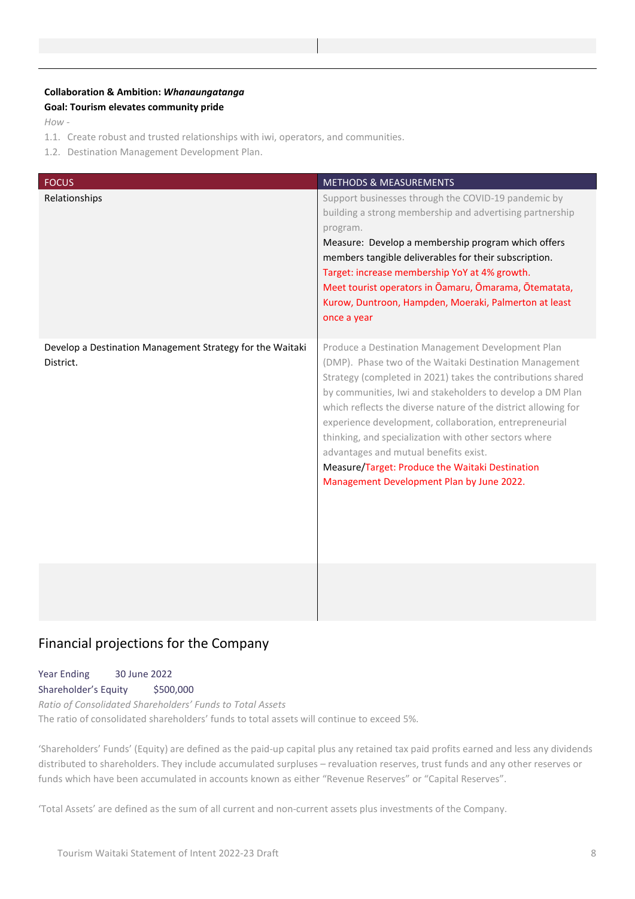**Collaboration & Ambition: *Whanaungatanga***

**Goal: Tourism elevates community pride**

*How -*

1.1. Create robust and trusted relationships with iwi, operators, and communities.

1.2. Destination Management Development Plan.

| FOCUS | METHODS & MEASUREMENTS |
|---|---|
| Relationships | Support businesses through the COVID-19 pandemic by building a strong membership and advertising partnership program.<br>Measure: Develop a membership program which offers members tangible deliverables for their subscription.<br>Target: increase membership YoY at 4% growth.<br>Meet tourist operators in Ōamaru, Ōmarama, Ōtematata, Kurow, Duntroon, Hampden, Moeraki, Palmerton at least once a year |
| Develop a Destination Management Strategy for the Waitaki District. | Produce a Destination Management Development Plan (DMP). Phase two of the Waitaki Destination Management Strategy (completed in 2021) takes the contributions shared by communities, Iwi and stakeholders to develop a DM Plan which reflects the diverse nature of the district allowing for experience development, collaboration, entrepreneurial thinking, and specialization with other sectors where advantages and mutual benefits exist.<br>Measure/Target: Produce the Waitaki Destination Management Development Plan by June 2022. |
| | |

## Financial projections for the Company

Year Ending 30 June 2022

Shareholder's Equity $500,000

*Ratio of Consolidated Shareholders' Funds to Total Assets*

The ratio of consolidated shareholders' funds to total assets will continue to exceed 5%.

'Shareholders' Funds' (Equity) are defined as the paid-up capital plus any retained tax paid profits earned and less any dividends distributed to shareholders. They include accumulated surpluses – revaluation reserves, trust funds and any other reserves or funds which have been accumulated in accounts known as either "Revenue Reserves" or "Capital Reserves".

'Total Assets' are defined as the sum of all current and non-current assets plus investments of the Company.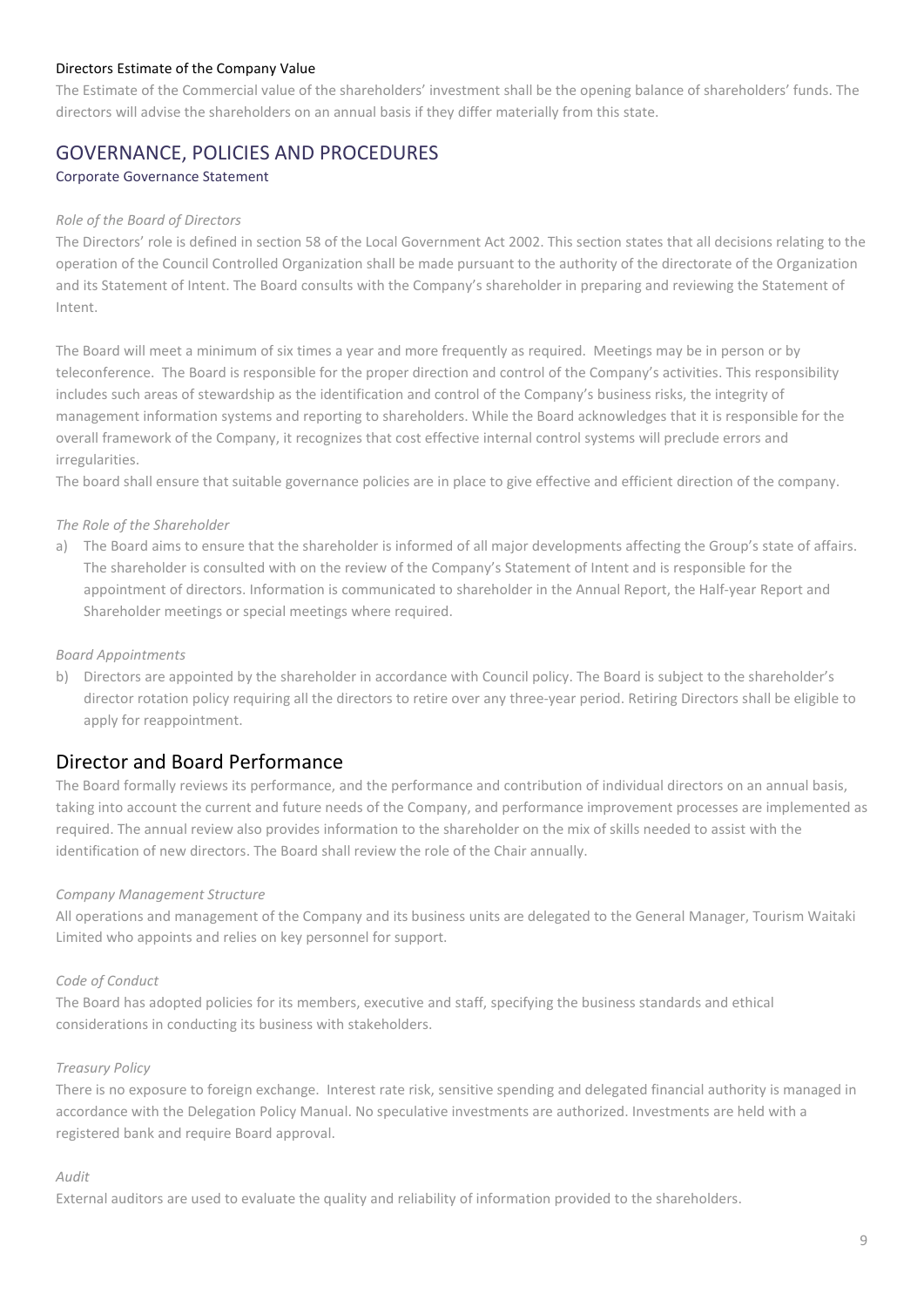### Directors Estimate of the Company Value

The Estimate of the Commercial value of the shareholders' investment shall be the opening balance of shareholders' funds. The directors will advise the shareholders on an annual basis if they differ materially from this state.

## GOVERNANCE, POLICIES AND PROCEDURES

### Corporate Governance Statement

*Role of the Board of Directors*

The Directors' role is defined in section 58 of the Local Government Act 2002. This section states that all decisions relating to the operation of the Council Controlled Organization shall be made pursuant to the authority of the directorate of the Organization and its Statement of Intent. The Board consults with the Company's shareholder in preparing and reviewing the Statement of Intent.

The Board will meet a minimum of six times a year and more frequently as required. Meetings may be in person or by teleconference. The Board is responsible for the proper direction and control of the Company's activities. This responsibility includes such areas of stewardship as the identification and control of the Company's business risks, the integrity of management information systems and reporting to shareholders. While the Board acknowledges that it is responsible for the overall framework of the Company, it recognizes that cost effective internal control systems will preclude errors and irregularities.

The board shall ensure that suitable governance policies are in place to give effective and efficient direction of the company.

*The Role of the Shareholder*

a) The Board aims to ensure that the shareholder is informed of all major developments affecting the Group's state of affairs. The shareholder is consulted with on the review of the Company's Statement of Intent and is responsible for the appointment of directors. Information is communicated to shareholder in the Annual Report, the Half-year Report and Shareholder meetings or special meetings where required.

*Board Appointments*

b) Directors are appointed by the shareholder in accordance with Council policy. The Board is subject to the shareholder's director rotation policy requiring all the directors to retire over any three-year period. Retiring Directors shall be eligible to apply for reappointment.

## Director and Board Performance

The Board formally reviews its performance, and the performance and contribution of individual directors on an annual basis, taking into account the current and future needs of the Company, and performance improvement processes are implemented as required. The annual review also provides information to the shareholder on the mix of skills needed to assist with the identification of new directors. The Board shall review the role of the Chair annually.

*Company Management Structure*

All operations and management of the Company and its business units are delegated to the General Manager, Tourism Waitaki Limited who appoints and relies on key personnel for support.

*Code of Conduct*

The Board has adopted policies for its members, executive and staff, specifying the business standards and ethical considerations in conducting its business with stakeholders.

*Treasury Policy*

There is no exposure to foreign exchange. Interest rate risk, sensitive spending and delegated financial authority is managed in accordance with the Delegation Policy Manual. No speculative investments are authorized. Investments are held with a registered bank and require Board approval.

*Audit*

External auditors are used to evaluate the quality and reliability of information provided to the shareholders.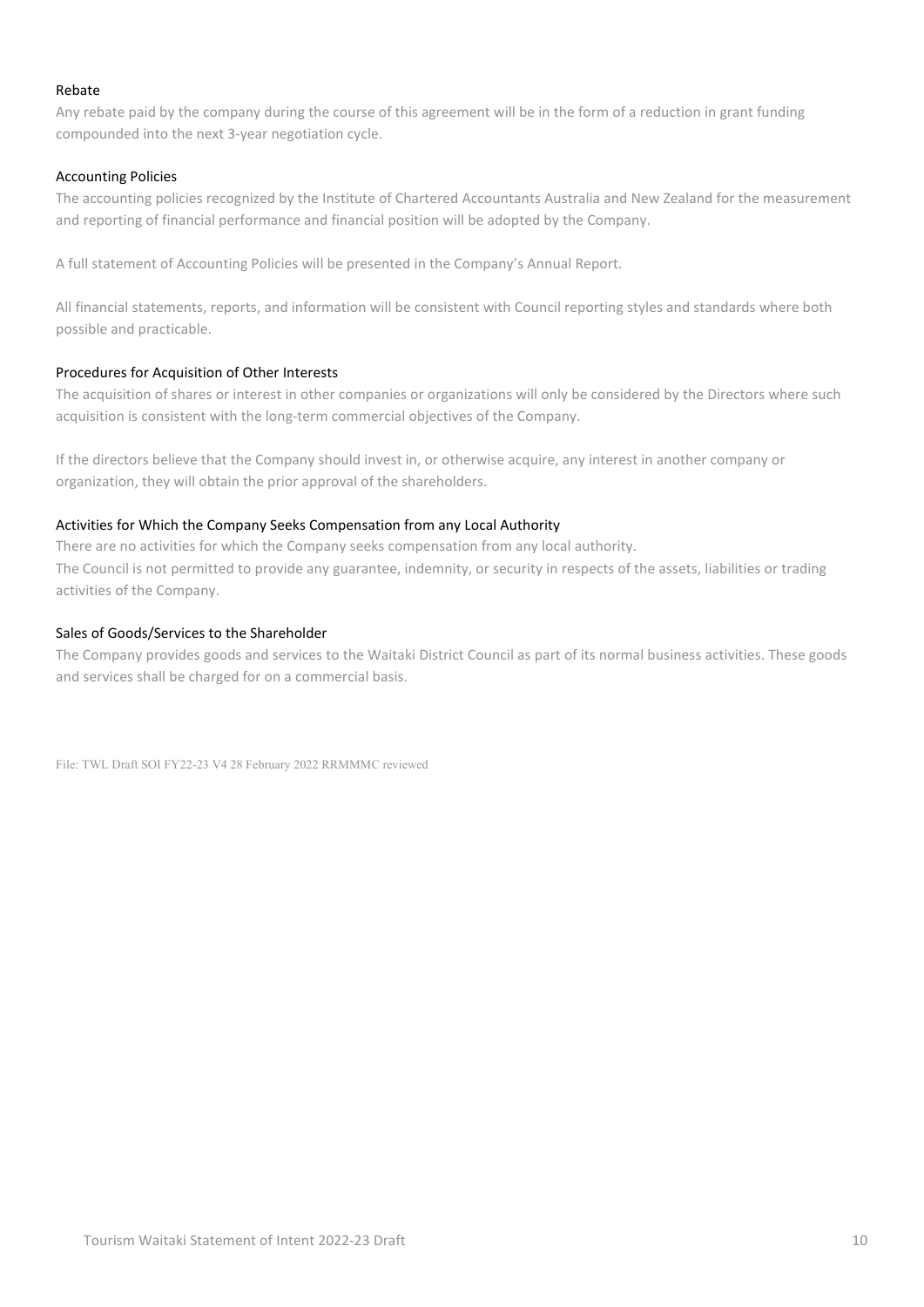### Rebate

Any rebate paid by the company during the course of this agreement will be in the form of a reduction in grant funding compounded into the next 3-year negotiation cycle.

### Accounting Policies

The accounting policies recognized by the Institute of Chartered Accountants Australia and New Zealand for the measurement and reporting of financial performance and financial position will be adopted by the Company.

A full statement of Accounting Policies will be presented in the Company's Annual Report.

All financial statements, reports, and information will be consistent with Council reporting styles and standards where both possible and practicable.

### Procedures for Acquisition of Other Interests

The acquisition of shares or interest in other companies or organizations will only be considered by the Directors where such acquisition is consistent with the long-term commercial objectives of the Company.

If the directors believe that the Company should invest in, or otherwise acquire, any interest in another company or organization, they will obtain the prior approval of the shareholders.

### Activities for Which the Company Seeks Compensation from any Local Authority

There are no activities for which the Company seeks compensation from any local authority.
The Council is not permitted to provide any guarantee, indemnity, or security in respects of the assets, liabilities or trading activities of the Company.

### Sales of Goods/Services to the Shareholder

The Company provides goods and services to the Waitaki District Council as part of its normal business activities. These goods and services shall be charged for on a commercial basis.

File: TWL Draft SOI FY22-23 V4 28 February 2022 RRMMMC reviewed